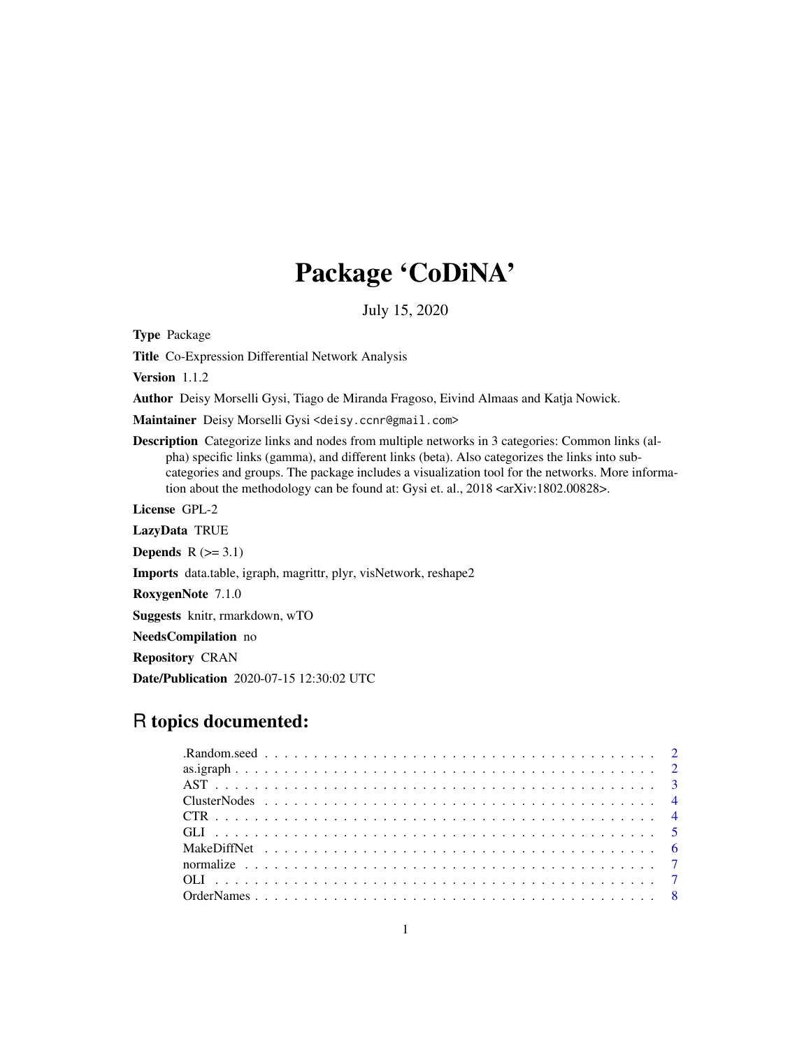# Package 'CoDiNA'

July 15, 2020

**Type** Package

**Title** Co-Expression Differential Network Analysis

**Version** 1.1.2

**Author** Deisy Morselli Gysi, Tiago de Miranda Fragoso, Eivind Almaas and Katja Nowick.

**Maintainer** Deisy Morselli Gysi <deisy.ccnr@gmail.com>

**Description** Categorize links and nodes from multiple networks in 3 categories: Common links (alpha) specific links (gamma), and different links (beta). Also categorizes the links into sub-categories and groups. The package includes a visualization tool for the networks. More information about the methodology can be found at: Gysi et. al., 2018 <arXiv:1802.00828>.

**License** GPL-2

**LazyData** TRUE

**Depends** R (>= 3.1)

**Imports** data.table, igraph, magrittr, plyr, visNetwork, reshape2

**RoxygenNote** 7.1.0

**Suggests** knitr, rmarkdown, wTO

**NeedsCompilation** no

**Repository** CRAN

**Date/Publication** 2020-07-15 12:30:02 UTC

## R topics documented:

| | |
|---|---|
| .Random.seed | 2 |
| as.igraph | 2 |
| AST | 3 |
| ClusterNodes | 4 |
| CTR | 4 |
| GLI | 5 |
| MakeDiffNet | 6 |
| normalize | 7 |
| OLI | 7 |
| OrderNames | 8 |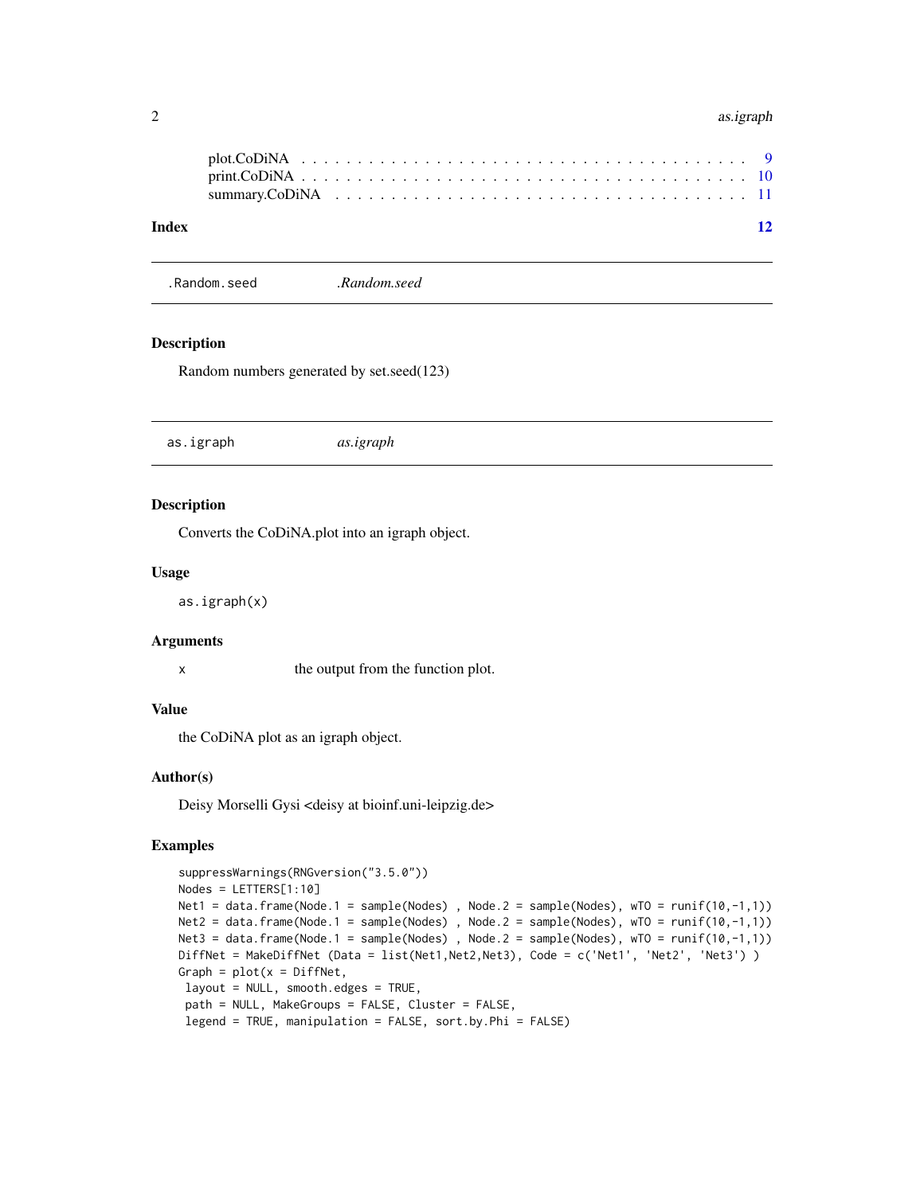plot.CoDiNA . . . . . . . . . . . . . . . . . . . . . . . . . . . . . . . . . . . . 9
print.CoDiNA . . . . . . . . . . . . . . . . . . . . . . . . . . . . . . . . . . . . 10
summary.CoDiNA . . . . . . . . . . . . . . . . . . . . . . . . . . . . . . . . . . . 11

**Index** **12**

---

## .Random.seed *.Random.seed*

### Description

Random numbers generated by set.seed(123)

---

## as.igraph *as.igraph*

### Description

Converts the CoDiNA.plot into an igraph object.

### Usage

```
as.igraph(x)
```

### Arguments

| | |
|---|---|
| x | the output from the function plot. |

### Value

the CoDiNA plot as an igraph object.

### Author(s)

Deisy Morselli Gysi <deisy at bioinf.uni-leipzig.de>

### Examples

```
suppressWarnings(RNGversion("3.5.0"))
Nodes = LETTERS[1:10]
Net1 = data.frame(Node.1 = sample(Nodes) , Node.2 = sample(Nodes), wTO = runif(10,-1,1))
Net2 = data.frame(Node.1 = sample(Nodes) , Node.2 = sample(Nodes), wTO = runif(10,-1,1))
Net3 = data.frame(Node.1 = sample(Nodes) , Node.2 = sample(Nodes), wTO = runif(10,-1,1))
DiffNet = MakeDiffNet (Data = list(Net1,Net2,Net3), Code = c('Net1', 'Net2', 'Net3') )
Graph = plot(x = DiffNet,
 layout = NULL, smooth.edges = TRUE,
 path = NULL, MakeGroups = FALSE, Cluster = FALSE,
 legend = TRUE, manipulation = FALSE, sort.by.Phi = FALSE)
```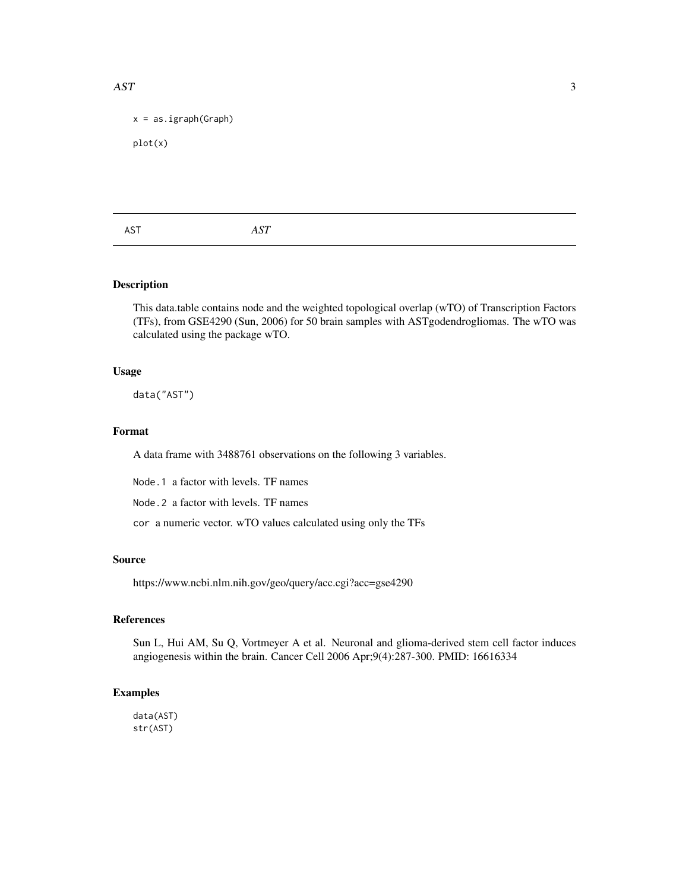```
x = as.igraph(Graph)

plot(x)
```

---

AST *AST*

---

## Description

This data.table contains node and the weighted topological overlap (wTO) of Transcription Factors (TFs), from GSE4290 (Sun, 2006) for 50 brain samples with ASTgodendrogliomas. The wTO was calculated using the package wTO.

## Usage

```
data("AST")
```

## Format

A data frame with 3488761 observations on the following 3 variables.

`Node.1` a factor with levels. TF names

`Node.2` a factor with levels. TF names

`cor` a numeric vector. wTO values calculated using only the TFs

## Source

https://www.ncbi.nlm.nih.gov/geo/query/acc.cgi?acc=gse4290

## References

Sun L, Hui AM, Su Q, Vortmeyer A et al. Neuronal and glioma-derived stem cell factor induces angiogenesis within the brain. Cancer Cell 2006 Apr;9(4):287-300. PMID: 16616334

## Examples

```
data(AST)
str(AST)
```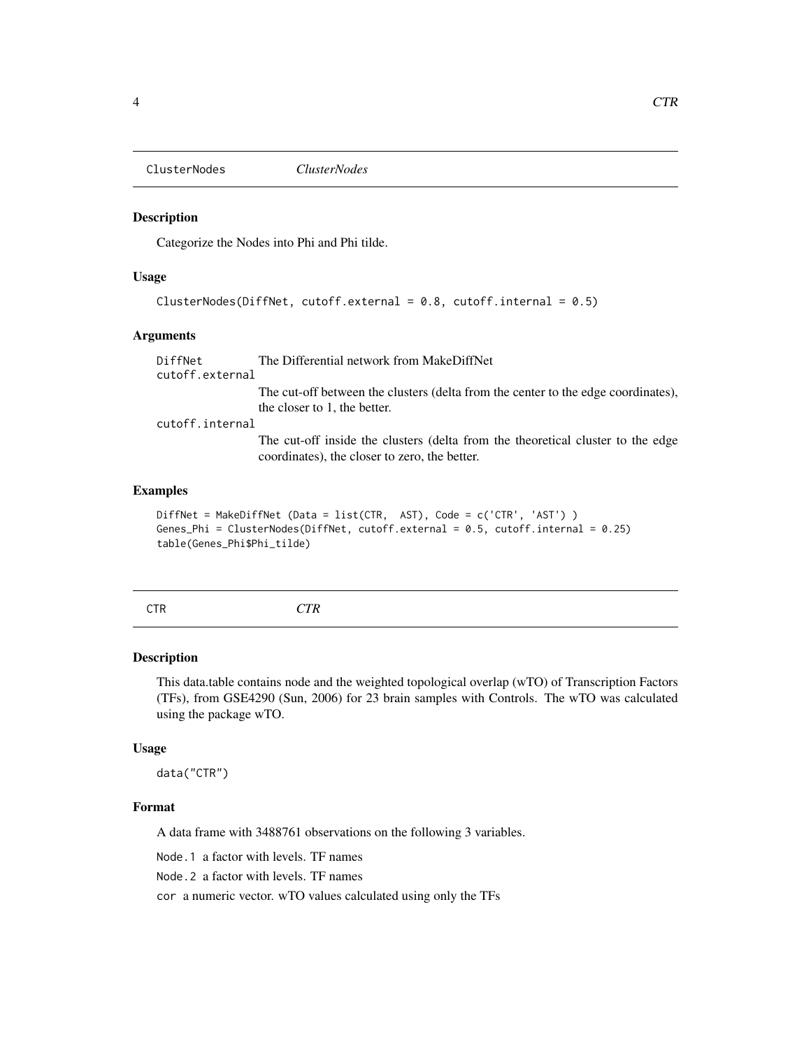## ClusterNodes *ClusterNodes*

### Description

Categorize the Nodes into Phi and Phi tilde.

### Usage

```
ClusterNodes(DiffNet, cutoff.external = 0.8, cutoff.internal = 0.5)
```

### Arguments

| | |
|---|---|
| DiffNet | The Differential network from MakeDiffNet |
| cutoff.external | The cut-off between the clusters (delta from the center to the edge coordinates), the closer to 1, the better. |
| cutoff.internal | The cut-off inside the clusters (delta from the theoretical cluster to the edge coordinates), the closer to zero, the better. |

### Examples

```
DiffNet = MakeDiffNet (Data = list(CTR,  AST), Code = c('CTR', 'AST') )
Genes_Phi = ClusterNodes(DiffNet, cutoff.external = 0.5, cutoff.internal = 0.25)
table(Genes_Phi$Phi_tilde)
```

## CTR *CTR*

### Description

This data.table contains node and the weighted topological overlap (wTO) of Transcription Factors (TFs), from GSE4290 (Sun, 2006) for 23 brain samples with Controls. The wTO was calculated using the package wTO.

### Usage

```
data("CTR")
```

### Format

A data frame with 3488761 observations on the following 3 variables.

Node.1 a factor with levels. TF names

Node.2 a factor with levels. TF names

cor a numeric vector. wTO values calculated using only the TFs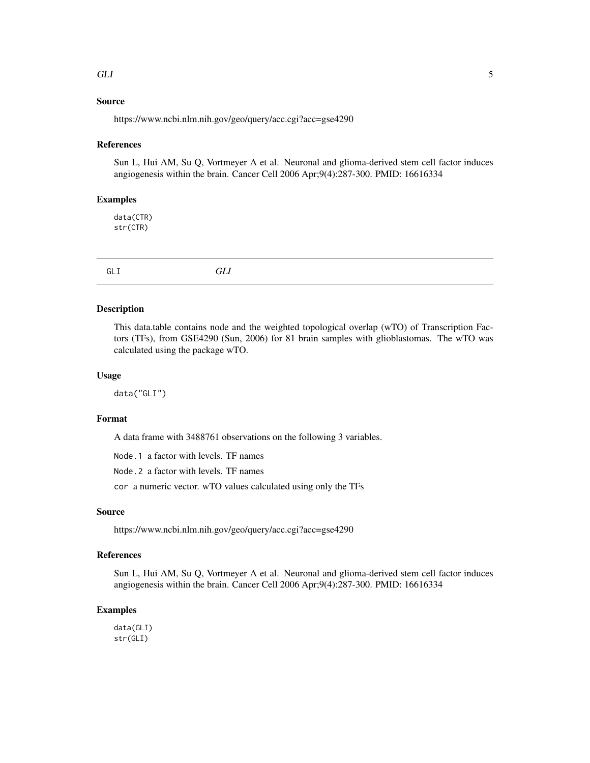### Source

https://www.ncbi.nlm.nih.gov/geo/query/acc.cgi?acc=gse4290

### References

Sun L, Hui AM, Su Q, Vortmeyer A et al. Neuronal and glioma-derived stem cell factor induces angiogenesis within the brain. Cancer Cell 2006 Apr;9(4):287-300. PMID: 16616334

### Examples

```
data(CTR)
str(CTR)
```

---

## GLI *GLI*

---

### Description

This data.table contains node and the weighted topological overlap (wTO) of Transcription Factors (TFs), from GSE4290 (Sun, 2006) for 81 brain samples with glioblastomas. The wTO was calculated using the package wTO.

### Usage

```
data("GLI")
```

### Format

A data frame with 3488761 observations on the following 3 variables.

`Node.1` a factor with levels. TF names

`Node.2` a factor with levels. TF names

`cor` a numeric vector. wTO values calculated using only the TFs

### Source

https://www.ncbi.nlm.nih.gov/geo/query/acc.cgi?acc=gse4290

### References

Sun L, Hui AM, Su Q, Vortmeyer A et al. Neuronal and glioma-derived stem cell factor induces angiogenesis within the brain. Cancer Cell 2006 Apr;9(4):287-300. PMID: 16616334

### Examples

```
data(GLI)
str(GLI)
```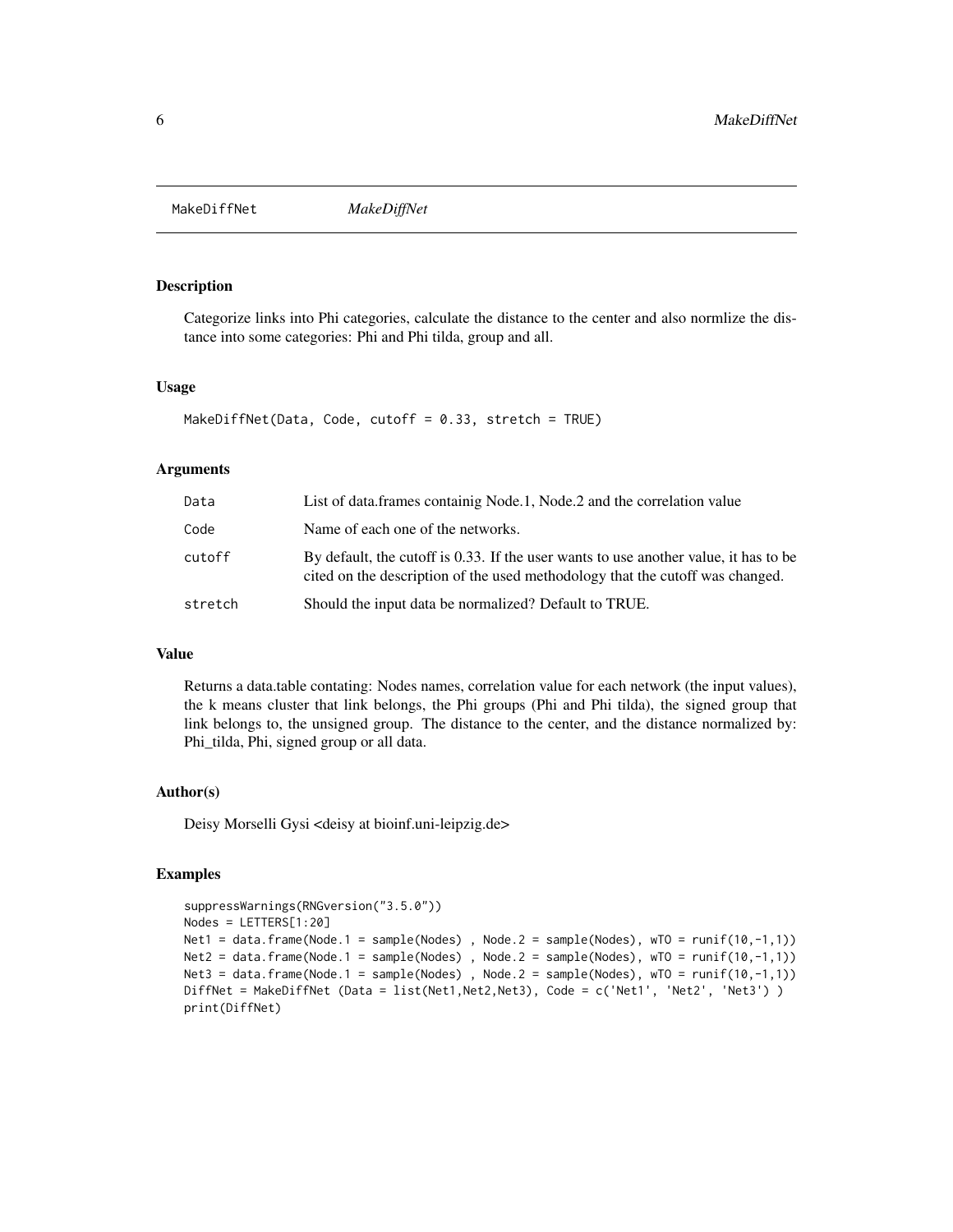# MakeDiffNet

*MakeDiffNet*

## Description

Categorize links into Phi categories, calculate the distance to the center and also normlize the distance into some categories: Phi and Phi tilda, group and all.

## Usage

```
MakeDiffNet(Data, Code, cutoff = 0.33, stretch = TRUE)
```

## Arguments

| | |
|---|---|
| Data | List of data.frames containig Node.1, Node.2 and the correlation value |
| Code | Name of each one of the networks. |
| cutoff | By default, the cutoff is 0.33. If the user wants to use another value, it has to be cited on the description of the used methodology that the cutoff was changed. |
| stretch | Should the input data be normalized? Default to TRUE. |

## Value

Returns a data.table contating: Nodes names, correlation value for each network (the input values), the k means cluster that link belongs, the Phi groups (Phi and Phi tilda), the signed group that link belongs to, the unsigned group. The distance to the center, and the distance normalized by: Phi_tilda, Phi, signed group or all data.

## Author(s)

Deisy Morselli Gysi <deisy at bioinf.uni-leipzig.de>

## Examples

```
suppressWarnings(RNGversion("3.5.0"))
Nodes = LETTERS[1:20]
Net1 = data.frame(Node.1 = sample(Nodes) , Node.2 = sample(Nodes), wTO = runif(10,-1,1))
Net2 = data.frame(Node.1 = sample(Nodes) , Node.2 = sample(Nodes), wTO = runif(10,-1,1))
Net3 = data.frame(Node.1 = sample(Nodes) , Node.2 = sample(Nodes), wTO = runif(10,-1,1))
DiffNet = MakeDiffNet (Data = list(Net1,Net2,Net3), Code = c('Net1', 'Net2', 'Net3') )
print(DiffNet)
```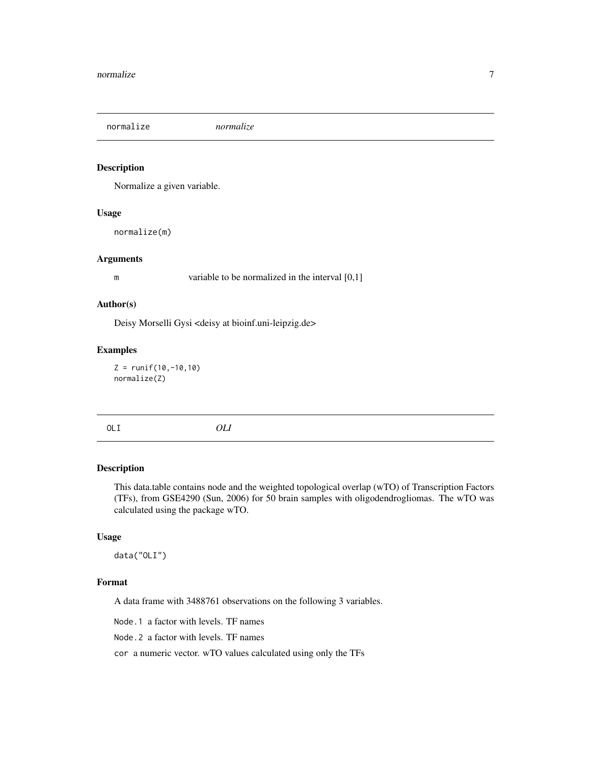## normalize *normalize*

### Description

Normalize a given variable.

### Usage

```
normalize(m)
```

### Arguments

m   variable to be normalized in the interval [0,1]

### Author(s)

Deisy Morselli Gysi <deisy at bioinf.uni-leipzig.de>

### Examples

```
Z = runif(10,-10,10)
normalize(Z)
```

## OLI *OLI*

### Description

This data.table contains node and the weighted topological overlap (wTO) of Transcription Factors (TFs), from GSE4290 (Sun, 2006) for 50 brain samples with oligodendrogliomas. The wTO was calculated using the package wTO.

### Usage

```
data("OLI")
```

### Format

A data frame with 3488761 observations on the following 3 variables.

`Node.1` a factor with levels. TF names

`Node.2` a factor with levels. TF names

`cor` a numeric vector. wTO values calculated using only the TFs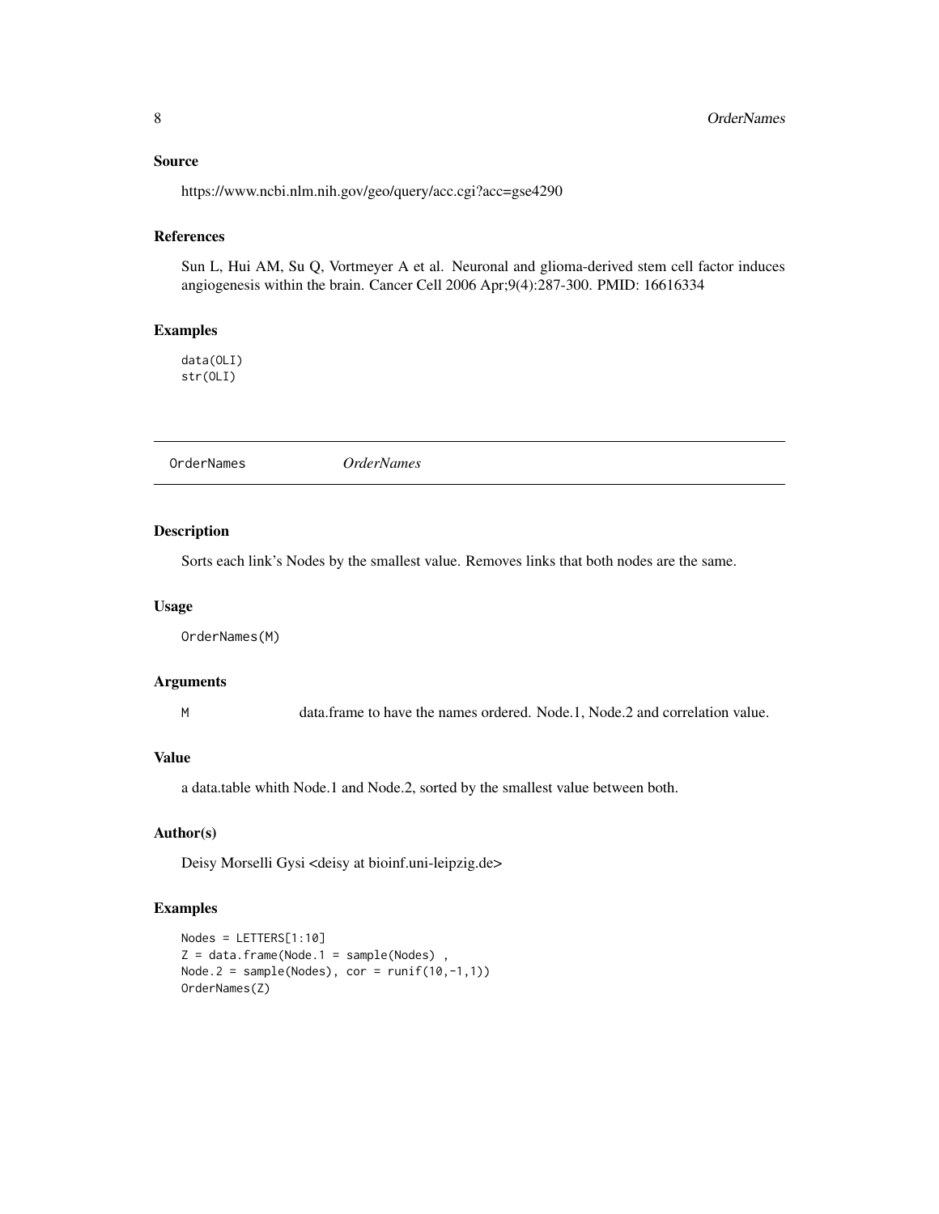### Source

https://www.ncbi.nlm.nih.gov/geo/query/acc.cgi?acc=gse4290

### References

Sun L, Hui AM, Su Q, Vortmeyer A et al. Neuronal and glioma-derived stem cell factor induces angiogenesis within the brain. Cancer Cell 2006 Apr;9(4):287-300. PMID: 16616334

### Examples

```
data(OLI)
str(OLI)
```

---

## OrderNames *OrderNames*

---

### Description

Sorts each link's Nodes by the smallest value. Removes links that both nodes are the same.

### Usage

```
OrderNames(M)
```

### Arguments

| | |
|---|---|
| M | data.frame to have the names ordered. Node.1, Node.2 and correlation value. |

### Value

a data.table whith Node.1 and Node.2, sorted by the smallest value between both.

### Author(s)

Deisy Morselli Gysi <deisy at bioinf.uni-leipzig.de>

### Examples

```
Nodes = LETTERS[1:10]
Z = data.frame(Node.1 = sample(Nodes) ,
Node.2 = sample(Nodes), cor = runif(10,-1,1))
OrderNames(Z)
```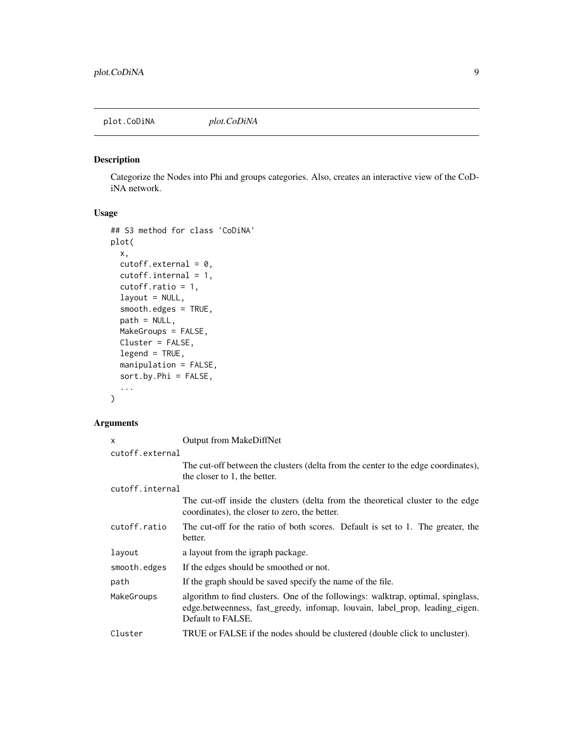# plot.CoDiNA    *plot.CoDiNA*

## Description

Categorize the Nodes into Phi and groups categories. Also, creates an interactive view of the CoDiNA network.

## Usage

```
## S3 method for class 'CoDiNA'
plot(
  x,
  cutoff.external = 0,
  cutoff.internal = 1,
  cutoff.ratio = 1,
  layout = NULL,
  smooth.edges = TRUE,
  path = NULL,
  MakeGroups = FALSE,
  Cluster = FALSE,
  legend = TRUE,
  manipulation = FALSE,
  sort.by.Phi = FALSE,
  ...
)
```

## Arguments

| | |
|---|---|
| `x` | Output from MakeDiffNet |
| `cutoff.external` | The cut-off between the clusters (delta from the center to the edge coordinates), the closer to 1, the better. |
| `cutoff.internal` | The cut-off inside the clusters (delta from the theoretical cluster to the edge coordinates), the closer to zero, the better. |
| `cutoff.ratio` | The cut-off for the ratio of both scores. Default is set to 1. The greater, the better. |
| `layout` | a layout from the igraph package. |
| `smooth.edges` | If the edges should be smoothed or not. |
| `path` | If the graph should be saved specify the name of the file. |
| `MakeGroups` | algorithm to find clusters. One of the followings: walktrap, optimal, spinglass, edge.betweenness, fast_greedy, infomap, louvain, label_prop, leading_eigen. Default to FALSE. |
| `Cluster` | TRUE or FALSE if the nodes should be clustered (double click to uncluster). |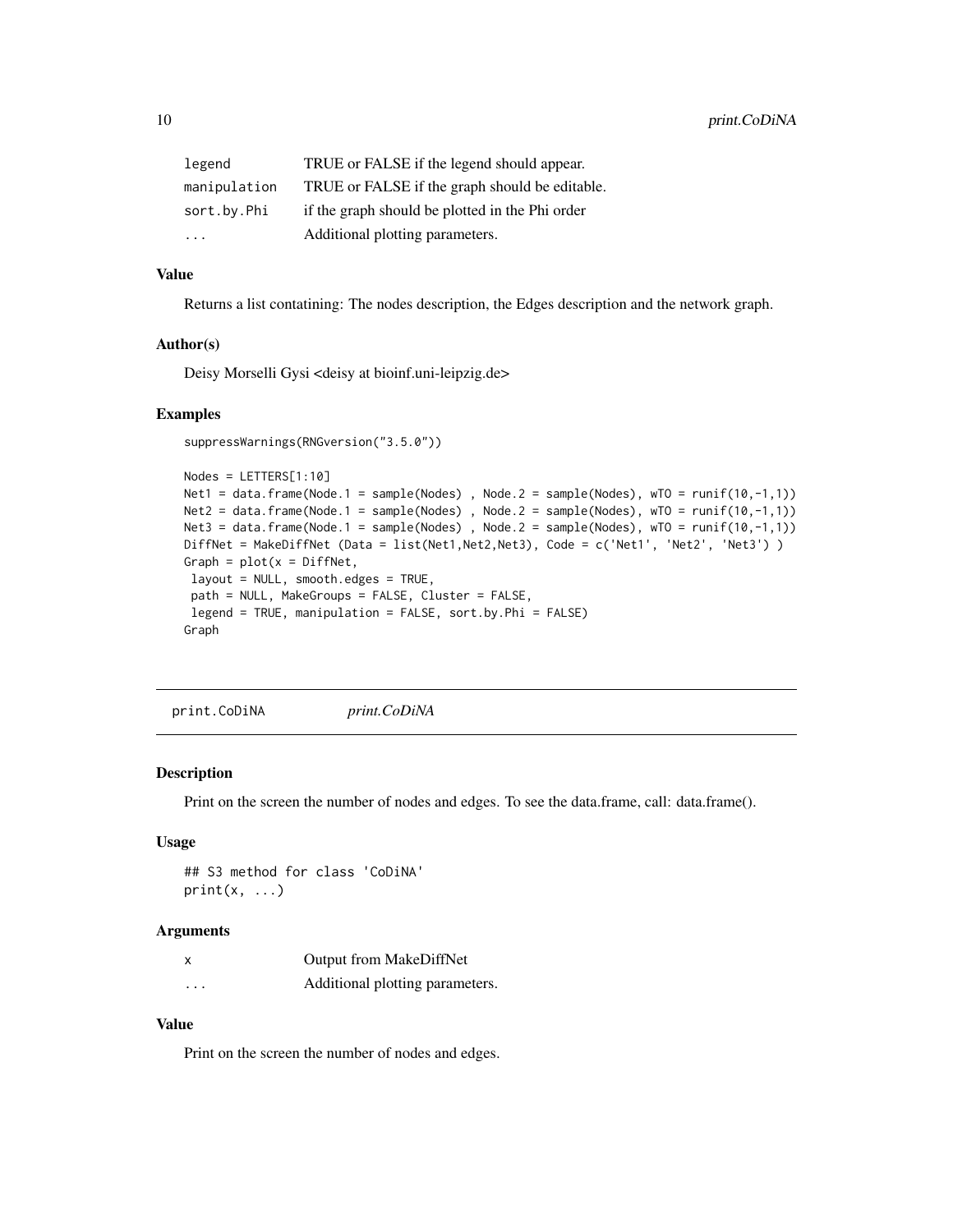| | |
|---|---|
| legend | TRUE or FALSE if the legend should appear. |
| manipulation | TRUE or FALSE if the graph should be editable. |
| sort.by.Phi | if the graph should be plotted in the Phi order |
| ... | Additional plotting parameters. |

### Value

Returns a list contatining: The nodes description, the Edges description and the network graph.

### Author(s)

Deisy Morselli Gysi <deisy at bioinf.uni-leipzig.de>

### Examples

```
suppressWarnings(RNGversion("3.5.0"))

Nodes = LETTERS[1:10]
Net1 = data.frame(Node.1 = sample(Nodes) , Node.2 = sample(Nodes), wTO = runif(10,-1,1))
Net2 = data.frame(Node.1 = sample(Nodes) , Node.2 = sample(Nodes), wTO = runif(10,-1,1))
Net3 = data.frame(Node.1 = sample(Nodes) , Node.2 = sample(Nodes), wTO = runif(10,-1,1))
DiffNet = MakeDiffNet (Data = list(Net1,Net2,Net3), Code = c('Net1', 'Net2', 'Net3') )
Graph = plot(x = DiffNet,
 layout = NULL, smooth.edges = TRUE,
 path = NULL, MakeGroups = FALSE, Cluster = FALSE,
 legend = TRUE, manipulation = FALSE, sort.by.Phi = FALSE)
Graph
```

---

## print.CoDiNA *print.CoDiNA*

### Description

Print on the screen the number of nodes and edges. To see the data.frame, call: data.frame().

### Usage

```
## S3 method for class 'CoDiNA'
print(x, ...)
```

### Arguments

| | |
|---|---|
| x | Output from MakeDiffNet |
| ... | Additional plotting parameters. |

### Value

Print on the screen the number of nodes and edges.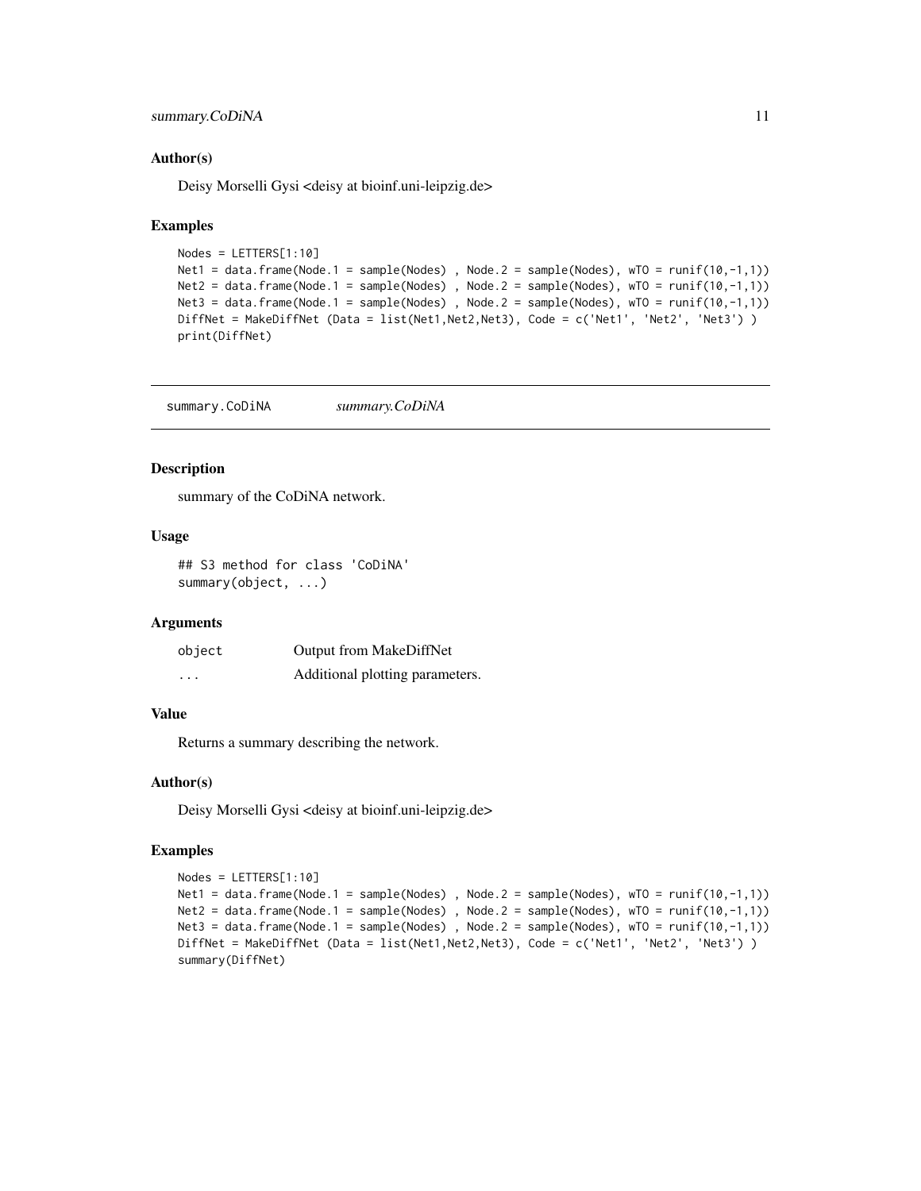### Author(s)

Deisy Morselli Gysi <deisy at bioinf.uni-leipzig.de>

### Examples

```
Nodes = LETTERS[1:10]
Net1 = data.frame(Node.1 = sample(Nodes) , Node.2 = sample(Nodes), wTO = runif(10,-1,1))
Net2 = data.frame(Node.1 = sample(Nodes) , Node.2 = sample(Nodes), wTO = runif(10,-1,1))
Net3 = data.frame(Node.1 = sample(Nodes) , Node.2 = sample(Nodes), wTO = runif(10,-1,1))
DiffNet = MakeDiffNet (Data = list(Net1,Net2,Net3), Code = c('Net1', 'Net2', 'Net3') )
print(DiffNet)
```

---

## summary.CoDiNA *summary.CoDiNA*

### Description

summary of the CoDiNA network.

### Usage

```
## S3 method for class 'CoDiNA'
summary(object, ...)
```

### Arguments

| | |
|---|---|
| object | Output from MakeDiffNet |
| ... | Additional plotting parameters. |

### Value

Returns a summary describing the network.

### Author(s)

Deisy Morselli Gysi <deisy at bioinf.uni-leipzig.de>

### Examples

```
Nodes = LETTERS[1:10]
Net1 = data.frame(Node.1 = sample(Nodes) , Node.2 = sample(Nodes), wTO = runif(10,-1,1))
Net2 = data.frame(Node.1 = sample(Nodes) , Node.2 = sample(Nodes), wTO = runif(10,-1,1))
Net3 = data.frame(Node.1 = sample(Nodes) , Node.2 = sample(Nodes), wTO = runif(10,-1,1))
DiffNet = MakeDiffNet (Data = list(Net1,Net2,Net3), Code = c('Net1', 'Net2', 'Net3') )
summary(DiffNet)
```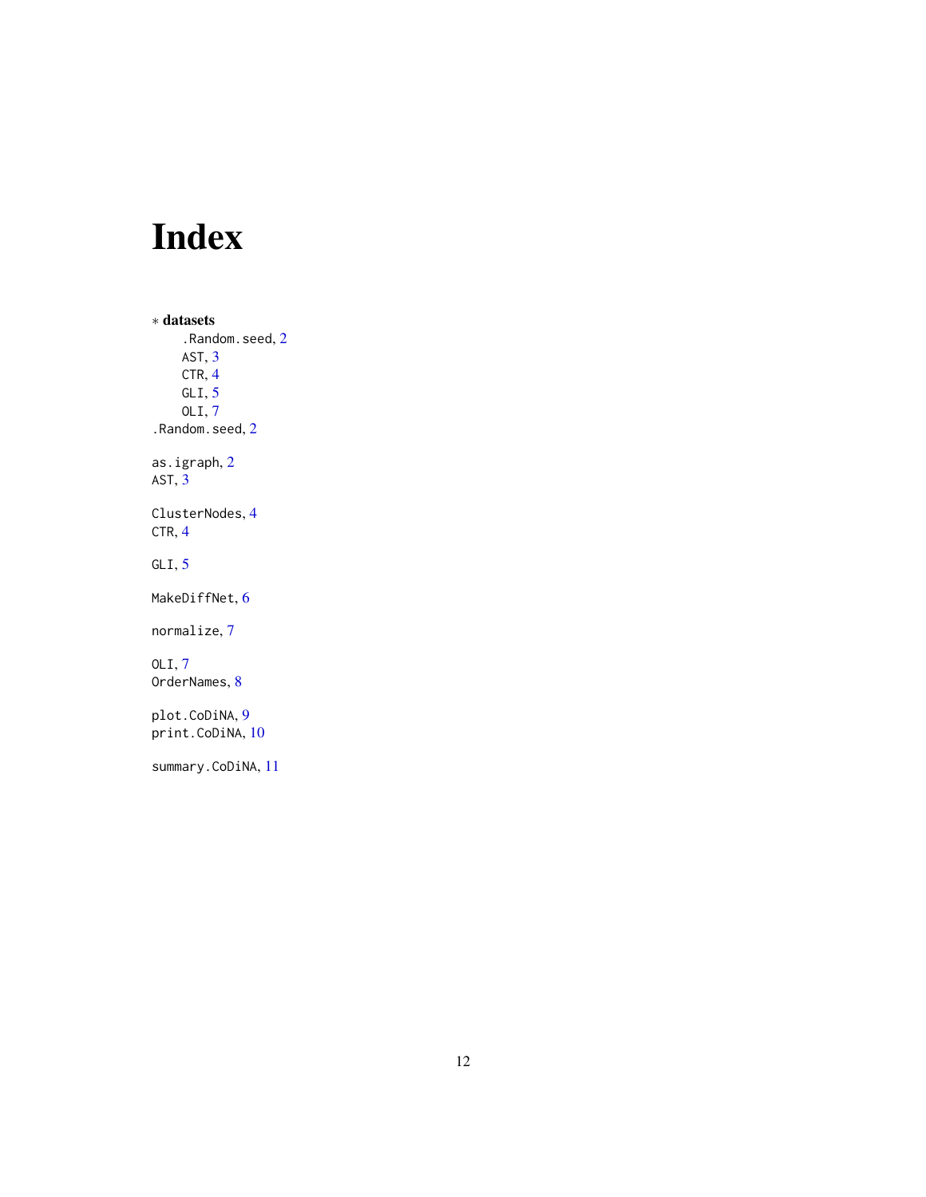# Index

* **datasets**
  - .Random.seed, 2
  - AST, 3
  - CTR, 4
  - GLI, 5
  - OLI, 7

.Random.seed, 2

as.igraph, 2
AST, 3

ClusterNodes, 4
CTR, 4

GLI, 5

MakeDiffNet, 6

normalize, 7

OLI, 7
OrderNames, 8

plot.CoDiNA, 9
print.CoDiNA, 10

summary.CoDiNA, 11